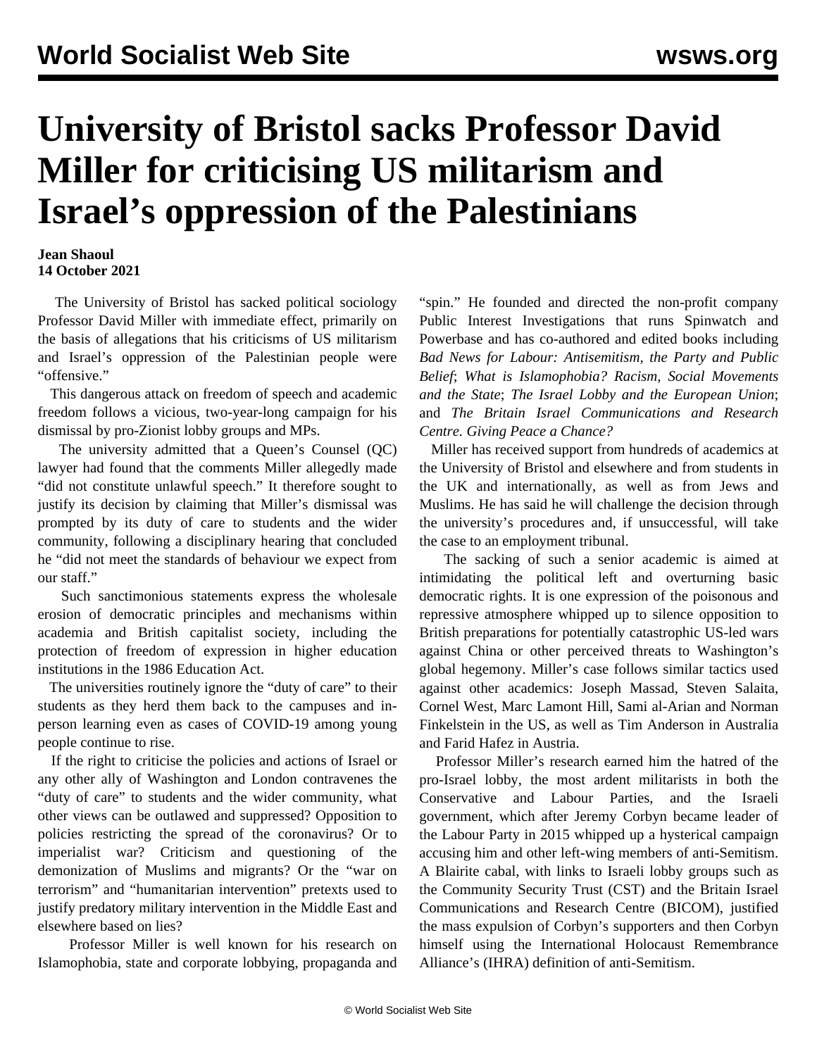# University of Bristol sacks Professor David Miller for criticising US militarism and Israel's oppression of the Palestinians

**Jean Shaoul**
**14 October 2021**

The University of Bristol has sacked political sociology Professor David Miller with immediate effect, primarily on the basis of allegations that his criticisms of US militarism and Israel's oppression of the Palestinian people were "offensive."

This dangerous attack on freedom of speech and academic freedom follows a vicious, two-year-long campaign for his dismissal by pro-Zionist lobby groups and MPs.

The university admitted that a Queen's Counsel (QC) lawyer had found that the comments Miller allegedly made "did not constitute unlawful speech." It therefore sought to justify its decision by claiming that Miller's dismissal was prompted by its duty of care to students and the wider community, following a disciplinary hearing that concluded he "did not meet the standards of behaviour we expect from our staff."

Such sanctimonious statements express the wholesale erosion of democratic principles and mechanisms within academia and British capitalist society, including the protection of freedom of expression in higher education institutions in the 1986 Education Act.

The universities routinely ignore the "duty of care" to their students as they herd them back to the campuses and in-person learning even as cases of COVID-19 among young people continue to rise.

If the right to criticise the policies and actions of Israel or any other ally of Washington and London contravenes the "duty of care" to students and the wider community, what other views can be outlawed and suppressed? Opposition to policies restricting the spread of the coronavirus? Or to imperialist war? Criticism and questioning of the demonization of Muslims and migrants? Or the "war on terrorism" and "humanitarian intervention" pretexts used to justify predatory military intervention in the Middle East and elsewhere based on lies?

Professor Miller is well known for his research on Islamophobia, state and corporate lobbying, propaganda and "spin." He founded and directed the non-profit company Public Interest Investigations that runs Spinwatch and Powerbase and has co-authored and edited books including *Bad News for Labour: Antisemitism, the Party and Public Belief*; *What is Islamophobia? Racism, Social Movements and the State*; *The Israel Lobby and the European Union*; and *The Britain Israel Communications and Research Centre. Giving Peace a Chance?*

Miller has received support from hundreds of academics at the University of Bristol and elsewhere and from students in the UK and internationally, as well as from Jews and Muslims. He has said he will challenge the decision through the university's procedures and, if unsuccessful, will take the case to an employment tribunal.

The sacking of such a senior academic is aimed at intimidating the political left and overturning basic democratic rights. It is one expression of the poisonous and repressive atmosphere whipped up to silence opposition to British preparations for potentially catastrophic US-led wars against China or other perceived threats to Washington's global hegemony. Miller's case follows similar tactics used against other academics: Joseph Massad, Steven Salaita, Cornel West, Marc Lamont Hill, Sami al-Arian and Norman Finkelstein in the US, as well as Tim Anderson in Australia and Farid Hafez in Austria.

Professor Miller's research earned him the hatred of the pro-Israel lobby, the most ardent militarists in both the Conservative and Labour Parties, and the Israeli government, which after Jeremy Corbyn became leader of the Labour Party in 2015 whipped up a hysterical campaign accusing him and other left-wing members of anti-Semitism. A Blairite cabal, with links to Israeli lobby groups such as the Community Security Trust (CST) and the Britain Israel Communications and Research Centre (BICOM), justified the mass expulsion of Corbyn's supporters and then Corbyn himself using the International Holocaust Remembrance Alliance's (IHRA) definition of anti-Semitism.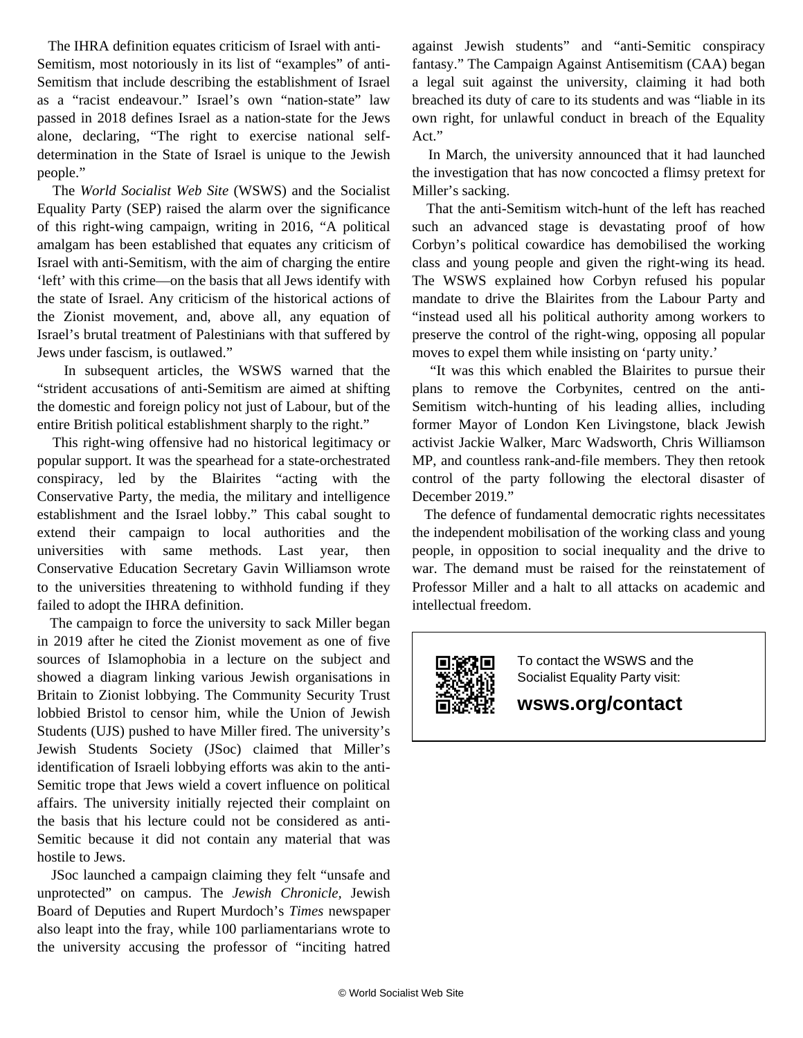The IHRA definition equates criticism of Israel with anti-Semitism, most notoriously in its list of "examples" of anti-Semitism that include describing the establishment of Israel as a "racist endeavour." Israel's own "nation-state" law passed in 2018 defines Israel as a nation-state for the Jews alone, declaring, "The right to exercise national self-determination in the State of Israel is unique to the Jewish people."

The *World Socialist Web Site* (WSWS) and the Socialist Equality Party (SEP) raised the alarm over the significance of this right-wing campaign, writing in 2016, "A political amalgam has been established that equates any criticism of Israel with anti-Semitism, with the aim of charging the entire 'left' with this crime—on the basis that all Jews identify with the state of Israel. Any criticism of the historical actions of the Zionist movement, and, above all, any equation of Israel's brutal treatment of Palestinians with that suffered by Jews under fascism, is outlawed."

In subsequent articles, the WSWS warned that the "strident accusations of anti-Semitism are aimed at shifting the domestic and foreign policy not just of Labour, but of the entire British political establishment sharply to the right."

This right-wing offensive had no historical legitimacy or popular support. It was the spearhead for a state-orchestrated conspiracy, led by the Blairites "acting with the Conservative Party, the media, the military and intelligence establishment and the Israel lobby." This cabal sought to extend their campaign to local authorities and the universities with same methods. Last year, then Conservative Education Secretary Gavin Williamson wrote to the universities threatening to withhold funding if they failed to adopt the IHRA definition.

The campaign to force the university to sack Miller began in 2019 after he cited the Zionist movement as one of five sources of Islamophobia in a lecture on the subject and showed a diagram linking various Jewish organisations in Britain to Zionist lobbying. The Community Security Trust lobbied Bristol to censor him, while the Union of Jewish Students (UJS) pushed to have Miller fired. The university's Jewish Students Society (JSoc) claimed that Miller's identification of Israeli lobbying efforts was akin to the anti-Semitic trope that Jews wield a covert influence on political affairs. The university initially rejected their complaint on the basis that his lecture could not be considered as anti-Semitic because it did not contain any material that was hostile to Jews.

JSoc launched a campaign claiming they felt "unsafe and unprotected" on campus. The *Jewish Chronicle*, Jewish Board of Deputies and Rupert Murdoch's *Times* newspaper also leapt into the fray, while 100 parliamentarians wrote to the university accusing the professor of "inciting hatred against Jewish students" and "anti-Semitic conspiracy fantasy." The Campaign Against Antisemitism (CAA) began a legal suit against the university, claiming it had both breached its duty of care to its students and was "liable in its own right, for unlawful conduct in breach of the Equality Act."

In March, the university announced that it had launched the investigation that has now concocted a flimsy pretext for Miller's sacking.

That the anti-Semitism witch-hunt of the left has reached such an advanced stage is devastating proof of how Corbyn's political cowardice has demobilised the working class and young people and given the right-wing its head. The WSWS explained how Corbyn refused his popular mandate to drive the Blairites from the Labour Party and "instead used all his political authority among workers to preserve the control of the right-wing, opposing all popular moves to expel them while insisting on 'party unity.'

"It was this which enabled the Blairites to pursue their plans to remove the Corbynites, centred on the anti-Semitism witch-hunting of his leading allies, including former Mayor of London Ken Livingstone, black Jewish activist Jackie Walker, Marc Wadsworth, Chris Williamson MP, and countless rank-and-file members. They then retook control of the party following the electoral disaster of December 2019."

The defence of fundamental democratic rights necessitates the independent mobilisation of the working class and young people, in opposition to social inequality and the drive to war. The demand must be raised for the reinstatement of Professor Miller and a halt to all attacks on academic and intellectual freedom.

To contact the WSWS and the Socialist Equality Party visit:

**wsws.org/contact**